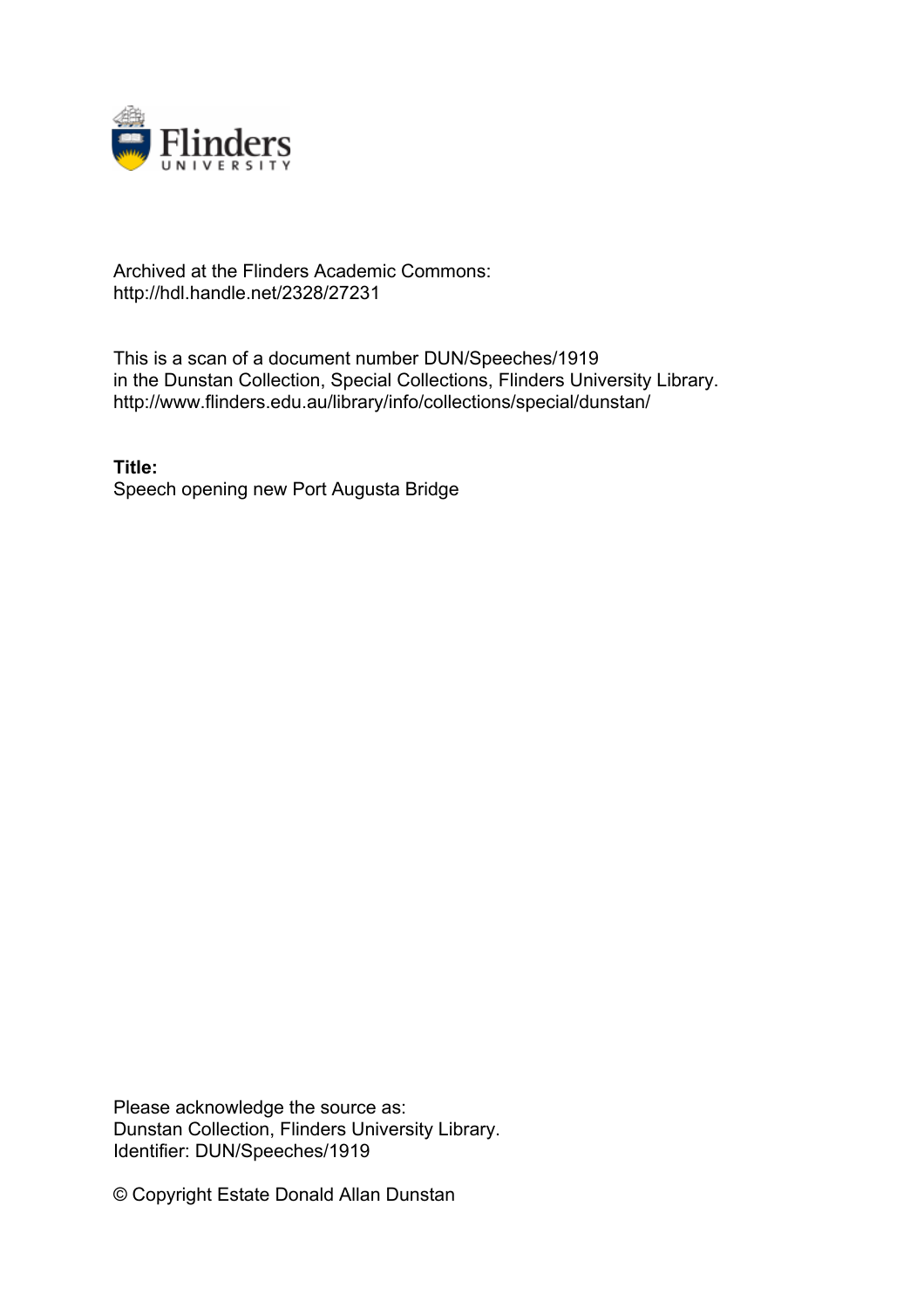Archived at the Flinders Academic Commons:
http://hdl.handle.net/2328/27231

This is a scan of a document number DUN/Speeches/1919
in the Dunstan Collection, Special Collections, Flinders University Library.
http://www.flinders.edu.au/library/info/collections/special/dunstan/

**Title:**
Speech opening new Port Augusta Bridge

Please acknowledge the source as:
Dunstan Collection, Flinders University Library.
Identifier: DUN/Speeches/1919

© Copyright Estate Donald Allan Dunstan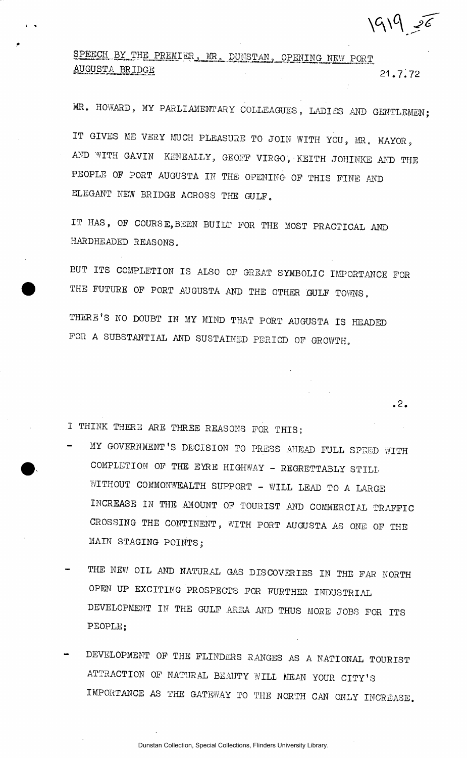SPEECH BY THE PREMIER, MR. DUNSTAN, OPENING NEW PORT AUGUSTA BRIDGE

21.7.72

MR. HOWARD, MY PARLIAMENTARY COLLEAGUES, LADIES AND GENTLEMEN;

IT GIVES ME VERY MUCH PLEASURE TO JOIN WITH YOU, MR. MAYOR, AND WITH GAVIN KENEALLY, GEOFF VIRGO, KEITH JOHINKE AND THE PEOPLE OF PORT AUGUSTA IN THE OPENING OF THIS FINE AND ELEGANT NEW BRIDGE ACROSS THE GULF.

IT HAS, OF COURSE, BEEN BUILT FOR THE MOST PRACTICAL AND HARDHEADED REASONS.

BUT ITS COMPLETION IS ALSO OF GREAT SYMBOLIC IMPORTANCE FOR THE FUTURE OF PORT AUGUSTA AND THE OTHER GULF TOWNS.

THERE'S NO DOUBT IN MY MIND THAT PORT AUGUSTA IS HEADED FOR A SUBSTANTIAL AND SUSTAINED PERIOD OF GROWTH.

I THINK THERE ARE THREE REASONS FOR THIS:

- MY GOVERNMENT'S DECISION TO PRESS AHEAD FULL SPEED WITH COMPLETION OF THE EYRE HIGHWAY - REGRETTABLY STILL WITHOUT COMMONWEALTH SUPPORT - WILL LEAD TO A LARGE INCREASE IN THE AMOUNT OF TOURIST AND COMMERCIAL TRAFFIC CROSSING THE CONTINENT, WITH PORT AUGUSTA AS ONE OF THE MAIN STAGING POINTS;

- THE NEW OIL AND NATURAL GAS DISCOVERIES IN THE FAR NORTH OPEN UP EXCITING PROSPECTS FOR FURTHER INDUSTRIAL DEVELOPMENT IN THE GULF AREA AND THUS MORE JOBS FOR ITS PEOPLE;

- DEVELOPMENT OF THE FLINDERS RANGES AS A NATIONAL TOURIST ATTRACTION OF NATURAL BEAUTY WILL MEAN YOUR CITY'S IMPORTANCE AS THE GATEWAY TO THE NORTH CAN ONLY INCREASE.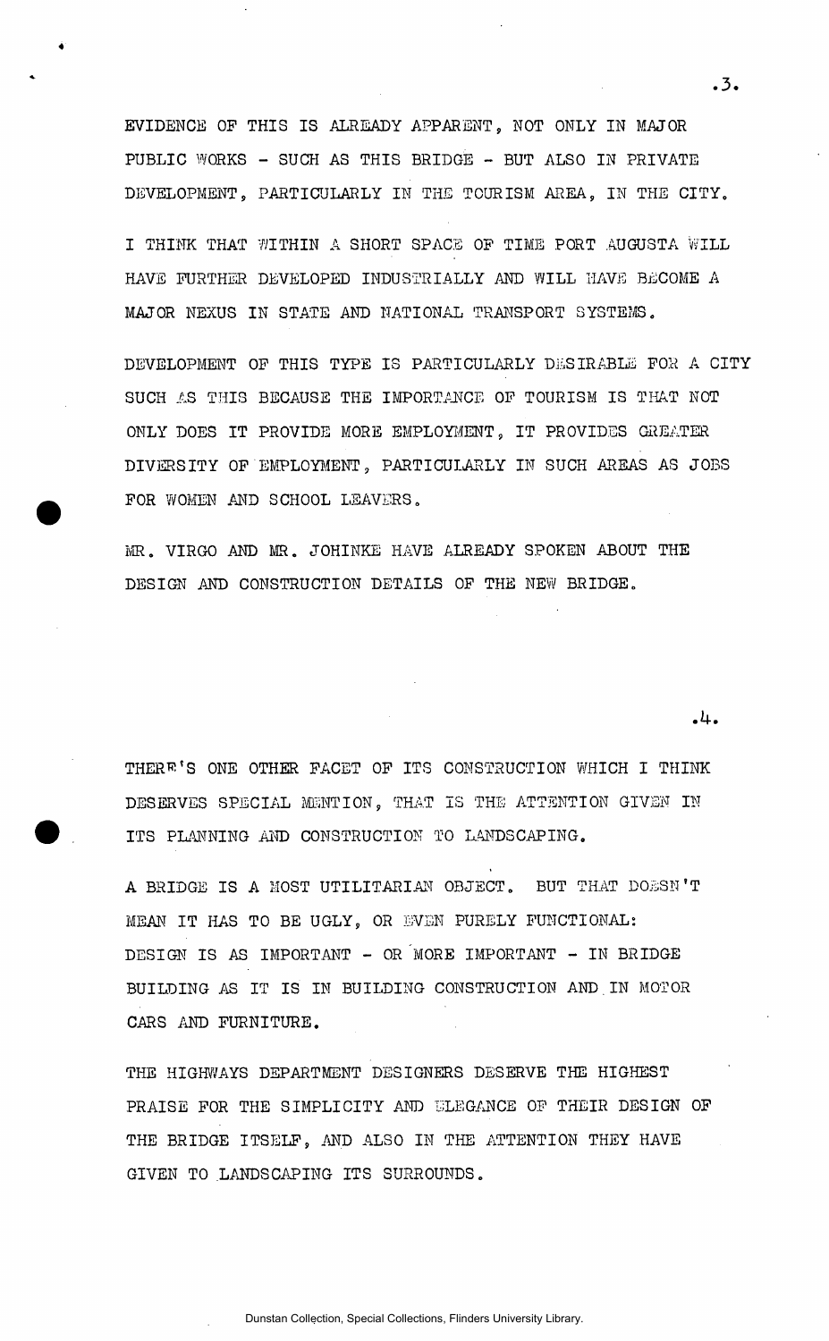EVIDENCE OF THIS IS ALREADY APPARENT, NOT ONLY IN MAJOR PUBLIC WORKS - SUCH AS THIS BRIDGE - BUT ALSO IN PRIVATE DEVELOPMENT, PARTICULARLY IN THE TOURISM AREA, IN THE CITY.

I THINK THAT WITHIN A SHORT SPACE OF TIME PORT AUGUSTA WILL HAVE FURTHER DEVELOPED INDUSTRIALLY AND WILL HAVE BECOME A MAJOR NEXUS IN STATE AND NATIONAL TRANSPORT SYSTEMS.

DEVELOPMENT OF THIS TYPE IS PARTICULARLY DESIRABLE FOR A CITY SUCH AS THIS BECAUSE THE IMPORTANCE OF TOURISM IS THAT NOT ONLY DOES IT PROVIDE MORE EMPLOYMENT, IT PROVIDES GREATER DIVERSITY OF EMPLOYMENT, PARTICULARLY IN SUCH AREAS AS JOBS FOR WOMEN AND SCHOOL LEAVERS.

MR. VIRGO AND MR. JOHINKE HAVE ALREADY SPOKEN ABOUT THE DESIGN AND CONSTRUCTION DETAILS OF THE NEW BRIDGE.

THERE'S ONE OTHER FACET OF ITS CONSTRUCTION WHICH I THINK DESERVES SPECIAL MENTION, THAT IS THE ATTENTION GIVEN IN ITS PLANNING AND CONSTRUCTION TO LANDSCAPING.

A BRIDGE IS A MOST UTILITARIAN OBJECT. BUT THAT DOESN'T MEAN IT HAS TO BE UGLY, OR EVEN PURELY FUNCTIONAL: DESIGN IS AS IMPORTANT - OR MORE IMPORTANT - IN BRIDGE BUILDING AS IT IS IN BUILDING CONSTRUCTION AND IN MOTOR CARS AND FURNITURE.

THE HIGHWAYS DEPARTMENT DESIGNERS DESERVE THE HIGHEST PRAISE FOR THE SIMPLICITY AND ELEGANCE OF THEIR DESIGN OF THE BRIDGE ITSELF, AND ALSO IN THE ATTENTION THEY HAVE GIVEN TO LANDSCAPING ITS SURROUNDS.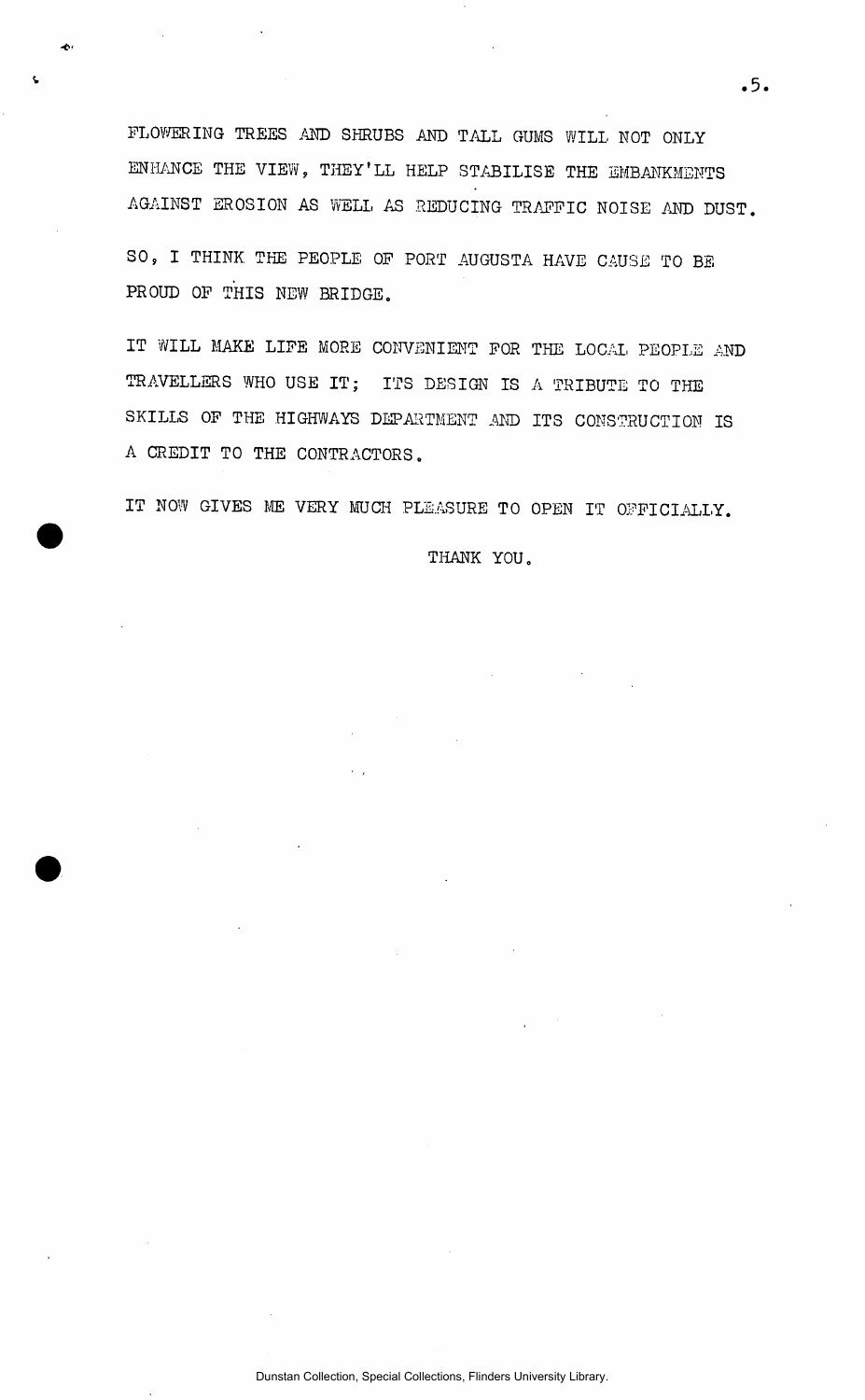FLOWERING TREES AND SHRUBS AND TALL GUMS WILL NOT ONLY ENHANCE THE VIEW, THEY'LL HELP STABILISE THE EMBANKMENTS AGAINST EROSION AS WELL AS REDUCING TRAFFIC NOISE AND DUST.

SO, I THINK THE PEOPLE OF PORT AUGUSTA HAVE CAUSE TO BE PROUD OF THIS NEW BRIDGE.

IT WILL MAKE LIFE MORE CONVENIENT FOR THE LOCAL PEOPLE AND TRAVELLERS WHO USE IT; ITS DESIGN IS A TRIBUTE TO THE SKILLS OF THE HIGHWAYS DEPARTMENT AND ITS CONSTRUCTION IS A CREDIT TO THE CONTRACTORS.

IT NOW GIVES ME VERY MUCH PLEASURE TO OPEN IT OFFICIALLY.

THANK YOU.

Dunstan Collection, Special Collections, Flinders University Library.